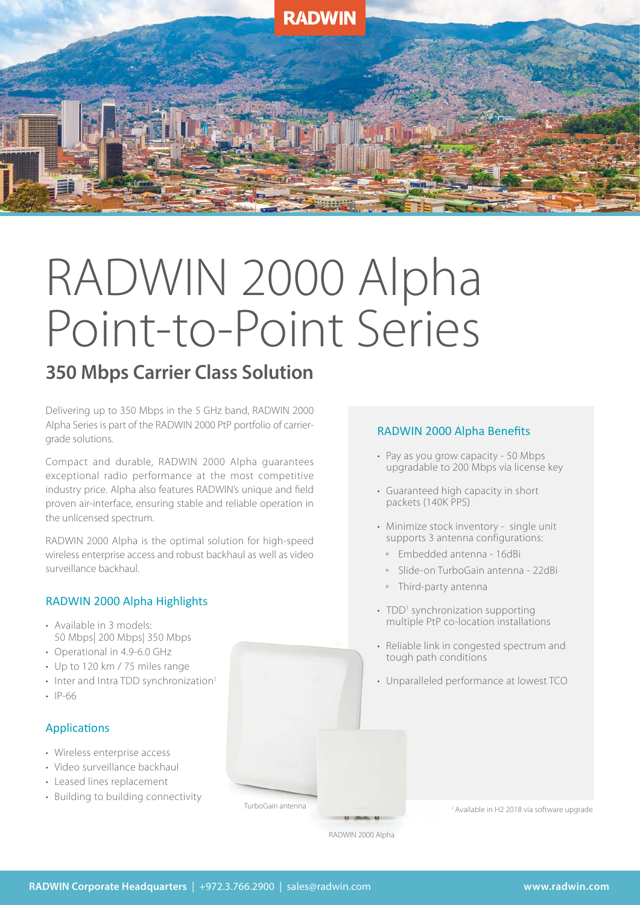# RADWIN 2000 Alpha Point-to-Point Series

## 350 Mbps Carrier Class Solution

Delivering up to 350 Mbps in the 5 GHz band, RADWIN 2000 Alpha Series is part of the RADWIN 2000 PtP portfolio of carrier-grade solutions.

Compact and durable, RADWIN 2000 Alpha guarantees exceptional radio performance at the most competitive industry price. Alpha also features RADWIN's unique and field proven air-interface, ensuring stable and reliable operation in the unlicensed spectrum.

RADWIN 2000 Alpha is the optimal solution for high-speed wireless enterprise access and robust backhaul as well as video surveillance backhaul.

### RADWIN 2000 Alpha Highlights

- Available in 3 models: 50 Mbps| 200 Mbps| 350 Mbps
- Operational in 4.9-6.0 GHz
- Up to 120 km / 75 miles range
- Inter and Intra TDD synchronization[1]
- IP-66

### Applications

- Wireless enterprise access
- Video surveillance backhaul
- Leased lines replacement
- Building to building connectivity

TurboGain antenna

RADWIN 2000 Alpha

### RADWIN 2000 Alpha Benefits

- Pay as you grow capacity - 50 Mbps upgradable to 200 Mbps via license key
- Guaranteed high capacity in short packets (140K PPS)
- Minimize stock inventory - single unit supports 3 antenna configurations:
  - Embedded antenna - 16dBi
  - Slide-on TurboGain antenna - 22dBi
  - Third-party antenna
- TDD[1] synchronization supporting multiple PtP co-location installations
- Reliable link in congested spectrum and tough path conditions
- Unparalleled performance at lowest TCO

[1] Available in H2 2018 via software upgrade

**RADWIN Corporate Headquarters** | +972.3.766.2900 | sales@radwin.com **www.radwin.com**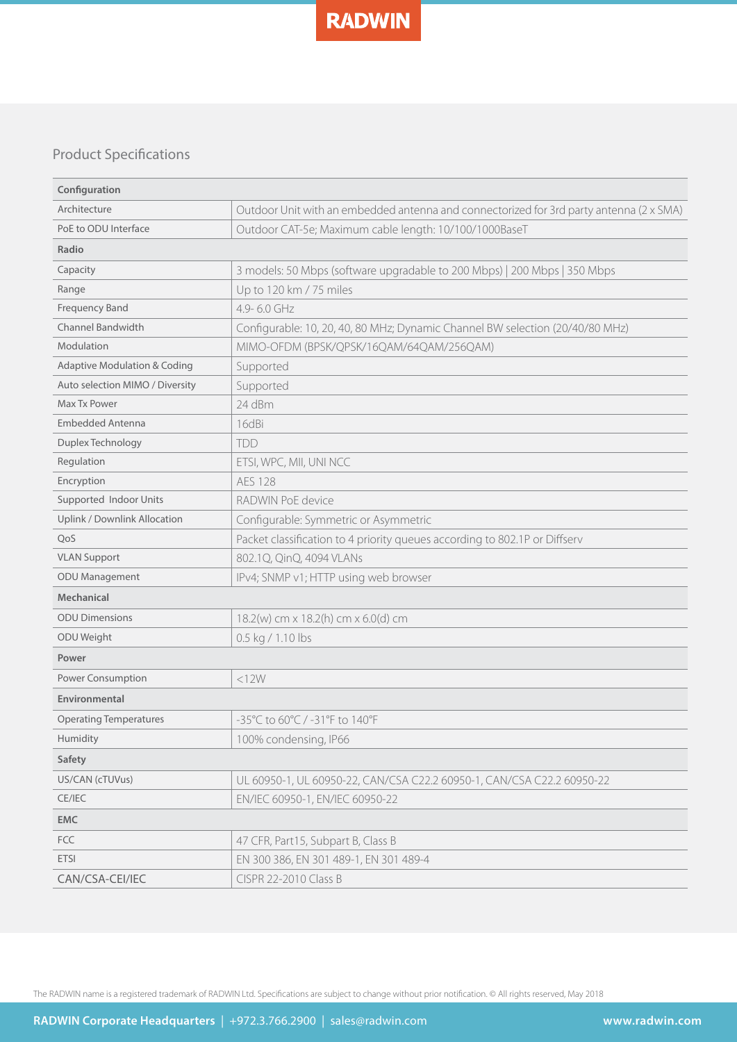## Product Specifications

| | |
|---|---|
| **Configuration** | |
| Architecture | Outdoor Unit with an embedded antenna and connectorized for 3rd party antenna (2 x SMA) |
| PoE to ODU Interface | Outdoor CAT-5e; Maximum cable length: 10/100/1000BaseT |
| **Radio** | |
| Capacity | 3 models: 50 Mbps (software upgradable to 200 Mbps) \| 200 Mbps \| 350 Mbps |
| Range | Up to 120 km / 75 miles |
| Frequency Band | 4.9- 6.0 GHz |
| Channel Bandwidth | Configurable: 10, 20, 40, 80 MHz; Dynamic Channel BW selection (20/40/80 MHz) |
| Modulation | MIMO-OFDM (BPSK/QPSK/16QAM/64QAM/256QAM) |
| Adaptive Modulation & Coding | Supported |
| Auto selection MIMO / Diversity | Supported |
| Max Tx Power | 24 dBm |
| Embedded Antenna | 16dBi |
| Duplex Technology | TDD |
| Regulation | ETSI, WPC, MII, UNI NCC |
| Encryption | AES 128 |
| Supported Indoor Units | RADWIN PoE device |
| Uplink / Downlink Allocation | Configurable: Symmetric or Asymmetric |
| QoS | Packet classification to 4 priority queues according to 802.1P or Diffserv |
| VLAN Support | 802.1Q, QinQ, 4094 VLANs |
| ODU Management | IPv4; SNMP v1; HTTP using web browser |
| **Mechanical** | |
| ODU Dimensions | 18.2(w) cm x 18.2(h) cm x 6.0(d) cm |
| ODU Weight | 0.5 kg / 1.10 lbs |
| **Power** | |
| Power Consumption | <12W |
| **Environmental** | |
| Operating Temperatures | -35°C to 60°C / -31°F to 140°F |
| Humidity | 100% condensing, IP66 |
| **Safety** | |
| US/CAN (cTUVus) | UL 60950-1, UL 60950-22, CAN/CSA C22.2 60950-1, CAN/CSA C22.2 60950-22 |
| CE/IEC | EN/IEC 60950-1, EN/IEC 60950-22 |
| **EMC** | |
| FCC | 47 CFR, Part15, Subpart B, Class B |
| ETSI | EN 300 386, EN 301 489-1, EN 301 489-4 |
| CAN/CSA-CEI/IEC | CISPR 22-2010 Class B |

The RADWIN name is a registered trademark of RADWIN Ltd. Specifications are subject to change without prior notification. © All rights reserved, May 2018

**RADWIN Corporate Headquarters** | +972.3.766.2900 | sales@radwin.com **www.radwin.com**